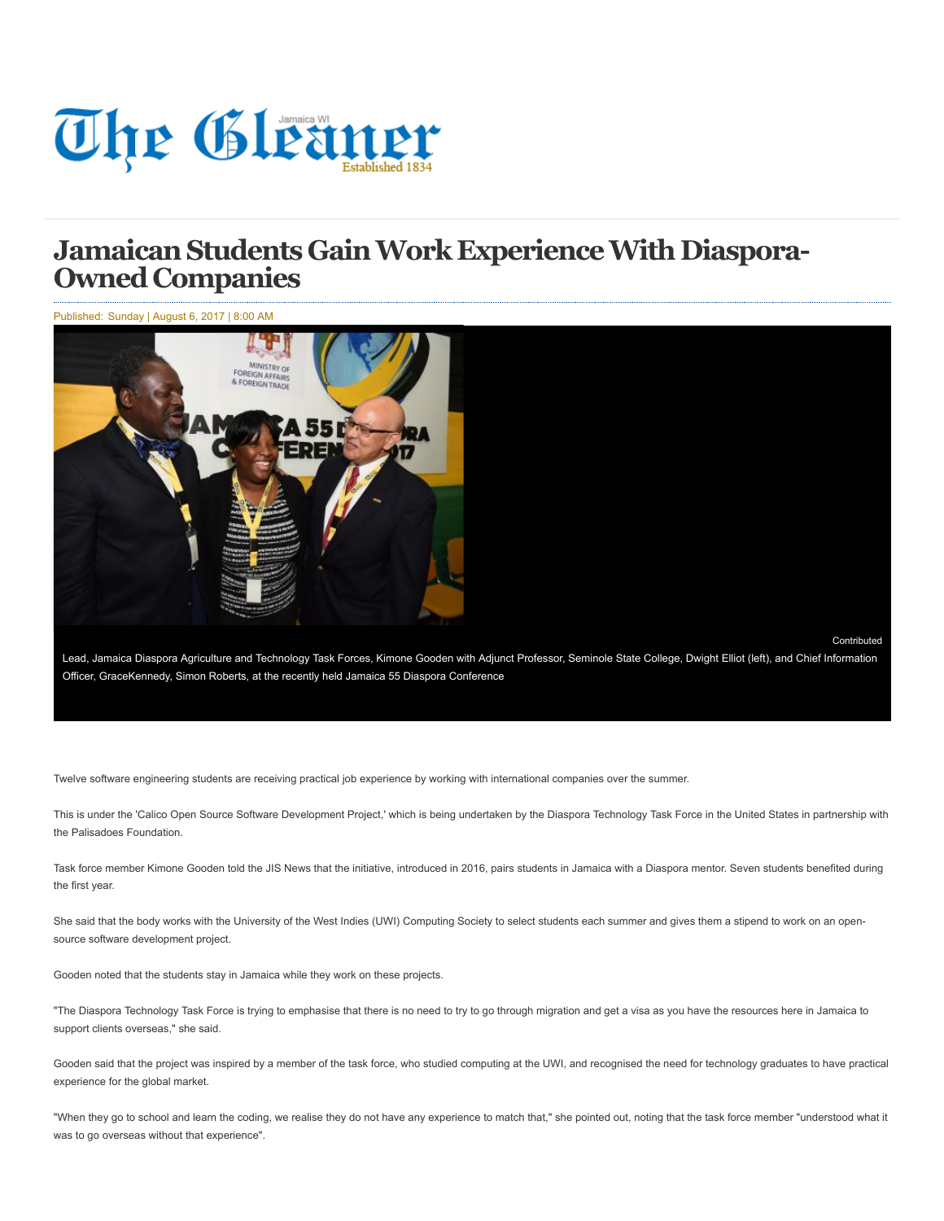# Jamaican Students Gain Work Experience With Diaspora-Owned Companies

Published: Sunday | August 6, 2017 | 8:00 AM

Contributed

Lead, Jamaica Diaspora Agriculture and Technology Task Forces, Kimone Gooden with Adjunct Professor, Seminole State College, Dwight Elliot (left), and Chief Information Officer, GraceKennedy, Simon Roberts, at the recently held Jamaica 55 Diaspora Conference

Twelve software engineering students are receiving practical job experience by working with international companies over the summer.

This is under the 'Calico Open Source Software Development Project,' which is being undertaken by the Diaspora Technology Task Force in the United States in partnership with the Palisadoes Foundation.

Task force member Kimone Gooden told the JIS News that the initiative, introduced in 2016, pairs students in Jamaica with a Diaspora mentor. Seven students benefited during the first year.

She said that the body works with the University of the West Indies (UWI) Computing Society to select students each summer and gives them a stipend to work on an open-source software development project.

Gooden noted that the students stay in Jamaica while they work on these projects.

"The Diaspora Technology Task Force is trying to emphasise that there is no need to try to go through migration and get a visa as you have the resources here in Jamaica to support clients overseas," she said.

Gooden said that the project was inspired by a member of the task force, who studied computing at the UWI, and recognised the need for technology graduates to have practical experience for the global market.

"When they go to school and learn the coding, we realise they do not have any experience to match that," she pointed out, noting that the task force member "understood what it was to go overseas without that experience".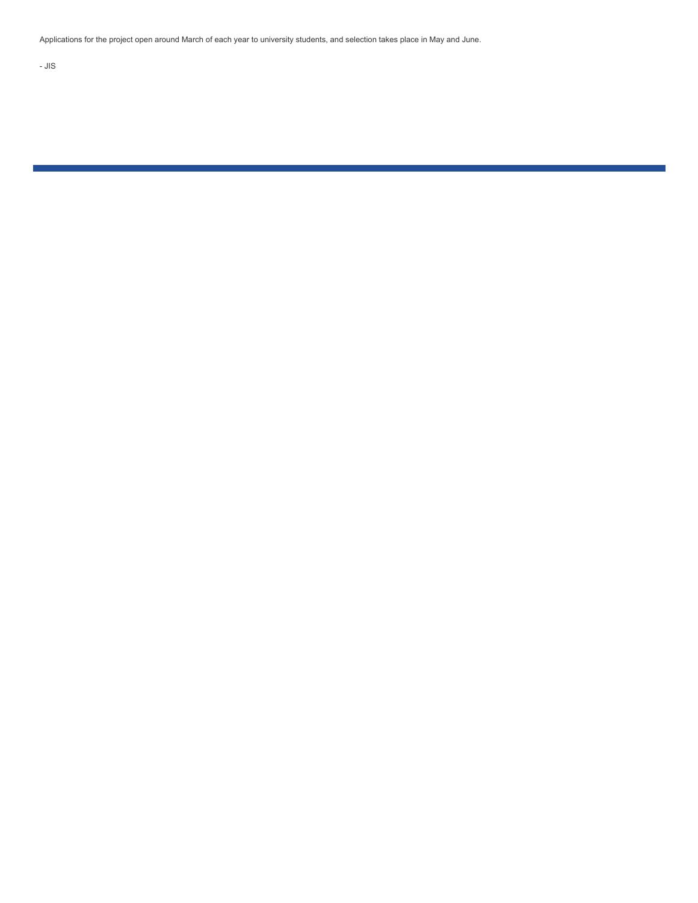Applications for the project open around March of each year to university students, and selection takes place in May and June.

- JIS